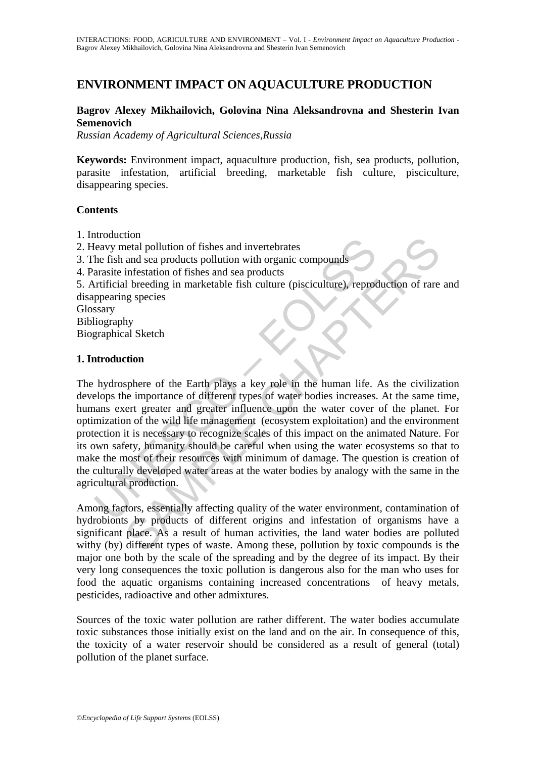# ENVIRONMENT IMPACT ON AQUACULTURE PRODUCTION

**Bagrov Alexey Mikhailovich, Golovina Nina Aleksandrovna and Shesterin Ivan Semenovich**

*Russian Academy of Agricultural Sciences,Russia*

**Keywords:** Environment impact, aquaculture production, fish, sea products, pollution, parasite infestation, artificial breeding, marketable fish culture, pisciculture, disappearing species.

## Contents

1. Introduction
2. Heavy metal pollution of fishes and invertebrates
3. The fish and sea products pollution with organic compounds
4. Parasite infestation of fishes and sea products
5. Artificial breeding in marketable fish culture (pisciculture), reproduction of rare and disappearing species

Glossary
Bibliography
Biographical Sketch

## 1. Introduction

The hydrosphere of the Earth plays a key role in the human life. As the civilization develops the importance of different types of water bodies increases. At the same time, humans exert greater and greater influence upon the water cover of the planet. For optimization of the wild life management (ecosystem exploitation) and the environment protection it is necessary to recognize scales of this impact on the animated Nature. For its own safety, humanity should be careful when using the water ecosystems so that to make the most of their resources with minimum of damage. The question is creation of the culturally developed water areas at the water bodies by analogy with the same in the agricultural production.

Among factors, essentially affecting quality of the water environment, contamination of hydrobionts by products of different origins and infestation of organisms have a significant place. As a result of human activities, the land water bodies are polluted withy (by) different types of waste. Among these, pollution by toxic compounds is the major one both by the scale of the spreading and by the degree of its impact. By their very long consequences the toxic pollution is dangerous also for the man who uses for food the aquatic organisms containing increased concentrations of heavy metals, pesticides, radioactive and other admixtures.

Sources of the toxic water pollution are rather different. The water bodies accumulate toxic substances those initially exist on the land and on the air. In consequence of this, the toxicity of a water reservoir should be considered as a result of general (total) pollution of the planet surface.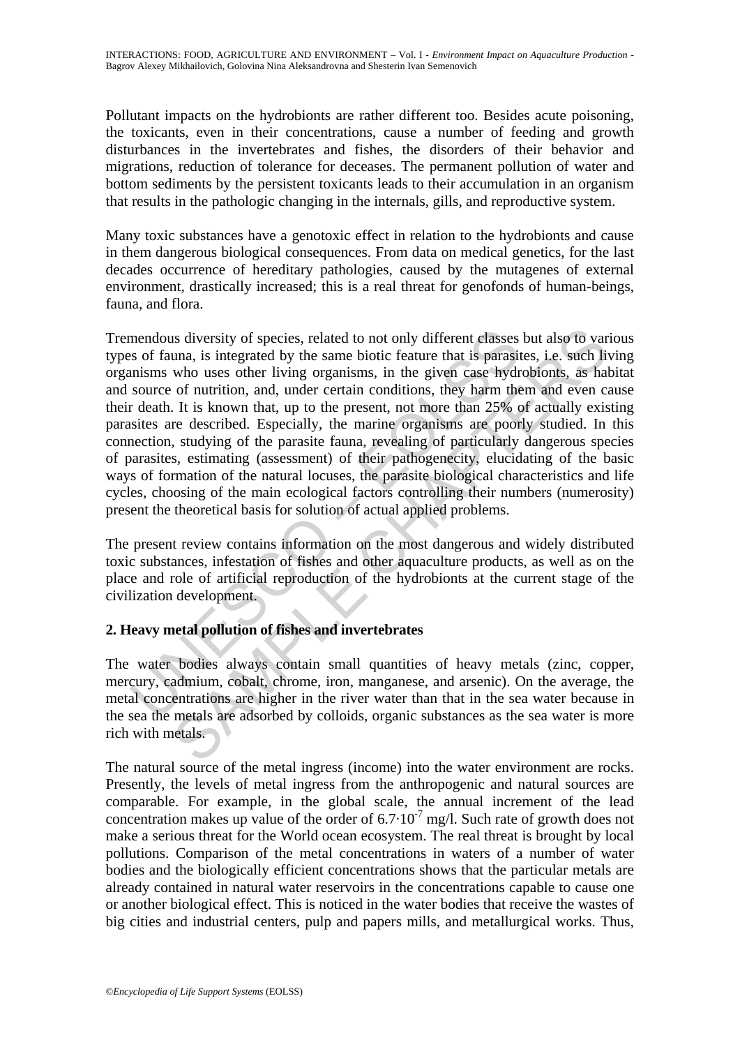Pollutant impacts on the hydrobionts are rather different too. Besides acute poisoning, the toxicants, even in their concentrations, cause a number of feeding and growth disturbances in the invertebrates and fishes, the disorders of their behavior and migrations, reduction of tolerance for deceases. The permanent pollution of water and bottom sediments by the persistent toxicants leads to their accumulation in an organism that results in the pathologic changing in the internals, gills, and reproductive system.

Many toxic substances have a genotoxic effect in relation to the hydrobionts and cause in them dangerous biological consequences. From data on medical genetics, for the last decades occurrence of hereditary pathologies, caused by the mutagenes of external environment, drastically increased; this is a real threat for genofonds of human-beings, fauna, and flora.

Tremendous diversity of species, related to not only different classes but also to various types of fauna, is integrated by the same biotic feature that is parasites, i.e. such living organisms who uses other living organisms, in the given case hydrobionts, as habitat and source of nutrition, and, under certain conditions, they harm them and even cause their death. It is known that, up to the present, not more than 25% of actually existing parasites are described. Especially, the marine organisms are poorly studied. In this connection, studying of the parasite fauna, revealing of particularly dangerous species of parasites, estimating (assessment) of their pathogenecity, elucidating of the basic ways of formation of the natural locuses, the parasite biological characteristics and life cycles, choosing of the main ecological factors controlling their numbers (numerosity) present the theoretical basis for solution of actual applied problems.

The present review contains information on the most dangerous and widely distributed toxic substances, infestation of fishes and other aquaculture products, as well as on the place and role of artificial reproduction of the hydrobionts at the current stage of the civilization development.

## 2. Heavy metal pollution of fishes and invertebrates

The water bodies always contain small quantities of heavy metals (zinc, copper, mercury, cadmium, cobalt, chrome, iron, manganese, and arsenic). On the average, the metal concentrations are higher in the river water than that in the sea water because in the sea the metals are adsorbed by colloids, organic substances as the sea water is more rich with metals.

The natural source of the metal ingress (income) into the water environment are rocks. Presently, the levels of metal ingress from the anthropogenic and natural sources are comparable. For example, in the global scale, the annual increment of the lead concentration makes up value of the order of $6.7 \cdot 10^{-7}$ mg/l. Such rate of growth does not make a serious threat for the World ocean ecosystem. The real threat is brought by local pollutions. Comparison of the metal concentrations in waters of a number of water bodies and the biologically efficient concentrations shows that the particular metals are already contained in natural water reservoirs in the concentrations capable to cause one or another biological effect. This is noticed in the water bodies that receive the wastes of big cities and industrial centers, pulp and papers mills, and metallurgical works. Thus,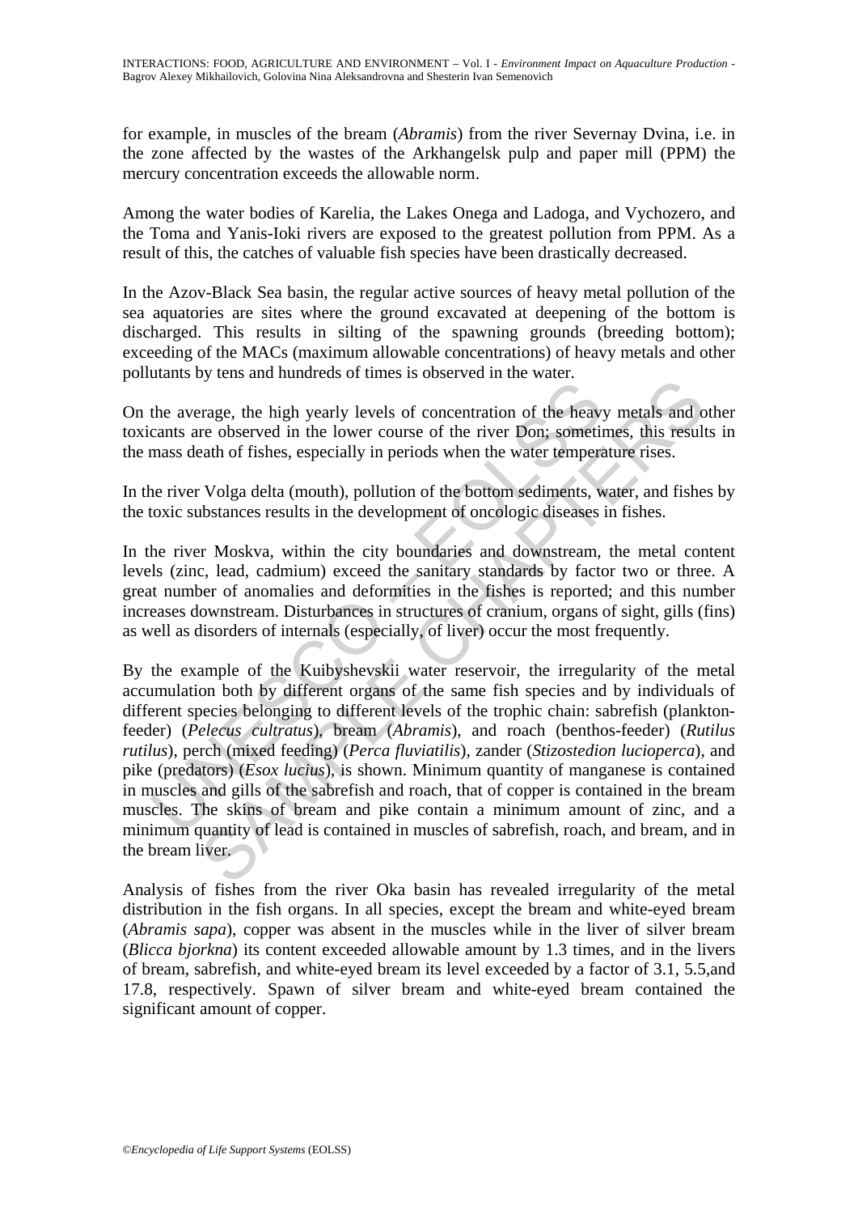for example, in muscles of the bream (*Abramis*) from the river Severnay Dvina, i.e. in the zone affected by the wastes of the Arkhangelsk pulp and paper mill (PPM) the mercury concentration exceeds the allowable norm.

Among the water bodies of Karelia, the Lakes Onega and Ladoga, and Vychozero, and the Toma and Yanis-Ioki rivers are exposed to the greatest pollution from PPM. As a result of this, the catches of valuable fish species have been drastically decreased.

In the Azov-Black Sea basin, the regular active sources of heavy metal pollution of the sea aquatories are sites where the ground excavated at deepening of the bottom is discharged. This results in silting of the spawning grounds (breeding bottom); exceeding of the MACs (maximum allowable concentrations) of heavy metals and other pollutants by tens and hundreds of times is observed in the water.

On the average, the high yearly levels of concentration of the heavy metals and other toxicants are observed in the lower course of the river Don; sometimes, this results in the mass death of fishes, especially in periods when the water temperature rises.

In the river Volga delta (mouth), pollution of the bottom sediments, water, and fishes by the toxic substances results in the development of oncologic diseases in fishes.

In the river Moskva, within the city boundaries and downstream, the metal content levels (zinc, lead, cadmium) exceed the sanitary standards by factor two or three. A great number of anomalies and deformities in the fishes is reported; and this number increases downstream. Disturbances in structures of cranium, organs of sight, gills (fins) as well as disorders of internals (especially, of liver) occur the most frequently.

By the example of the Kuibyshevskii water reservoir, the irregularity of the metal accumulation both by different organs of the same fish species and by individuals of different species belonging to different levels of the trophic chain: sabrefish (plankton-feeder) (*Pelecus cultratus*), bream (*Abramis*), and roach (benthos-feeder) (*Rutilus rutilus*), perch (mixed feeding) (*Perca fluviatilis*), zander (*Stizostedion lucioperca*), and pike (predators) (*Esox lucius*), is shown. Minimum quantity of manganese is contained in muscles and gills of the sabrefish and roach, that of copper is contained in the bream muscles. The skins of bream and pike contain a minimum amount of zinc, and a minimum quantity of lead is contained in muscles of sabrefish, roach, and bream, and in the bream liver.

Analysis of fishes from the river Oka basin has revealed irregularity of the metal distribution in the fish organs. In all species, except the bream and white-eyed bream (*Abramis sapa*), copper was absent in the muscles while in the liver of silver bream (*Blicca bjorkna*) its content exceeded allowable amount by 1.3 times, and in the livers of bream, sabrefish, and white-eyed bream its level exceeded by a factor of 3.1, 5.5,and 17.8, respectively. Spawn of silver bream and white-eyed bream contained the significant amount of copper.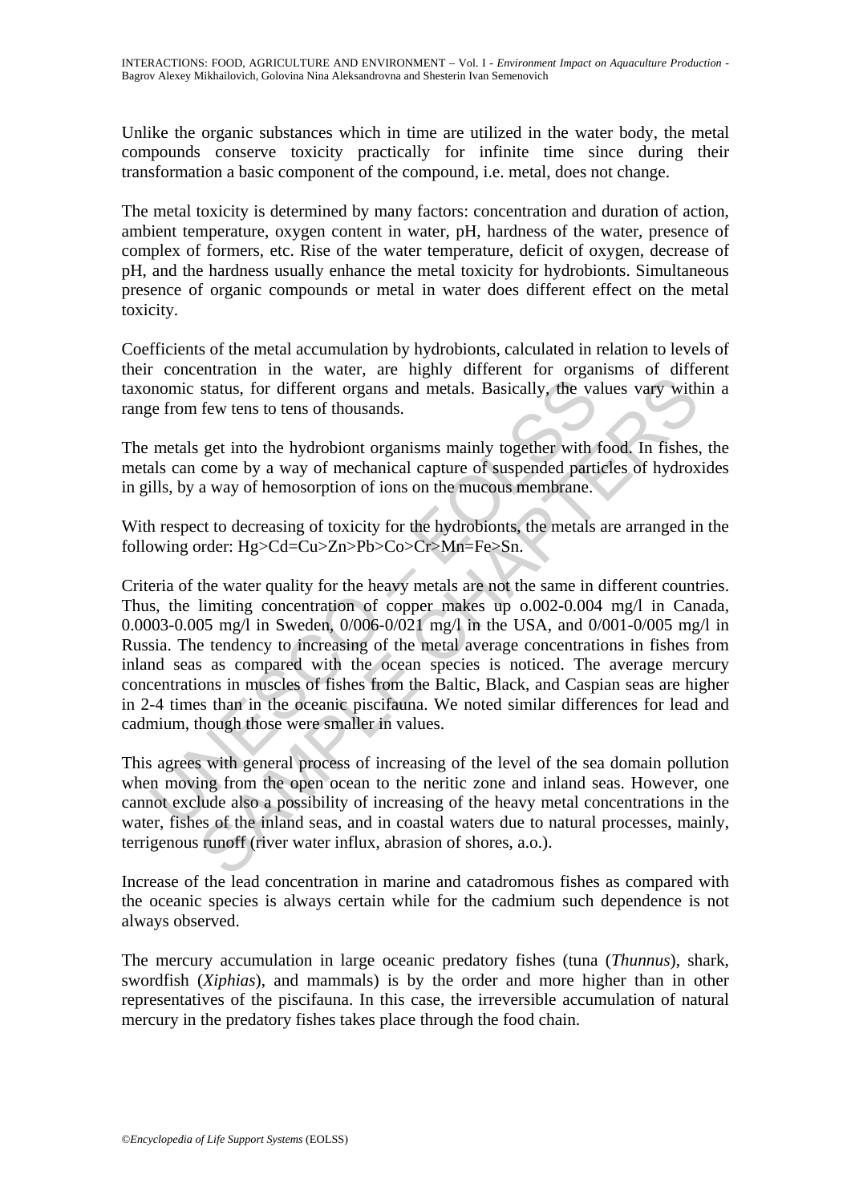Unlike the organic substances which in time are utilized in the water body, the metal compounds conserve toxicity practically for infinite time since during their transformation a basic component of the compound, i.e. metal, does not change.

The metal toxicity is determined by many factors: concentration and duration of action, ambient temperature, oxygen content in water, pH, hardness of the water, presence of complex of formers, etc. Rise of the water temperature, deficit of oxygen, decrease of pH, and the hardness usually enhance the metal toxicity for hydrobionts. Simultaneous presence of organic compounds or metal in water does different effect on the metal toxicity.

Coefficients of the metal accumulation by hydrobionts, calculated in relation to levels of their concentration in the water, are highly different for organisms of different taxonomic status, for different organs and metals. Basically, the values vary within a range from few tens to tens of thousands.

The metals get into the hydrobiont organisms mainly together with food. In fishes, the metals can come by a way of mechanical capture of suspended particles of hydroxides in gills, by a way of hemosorption of ions on the mucous membrane.

With respect to decreasing of toxicity for the hydrobionts, the metals are arranged in the following order: Hg>Cd=Cu>Zn>Pb>Co>Cr>Mn=Fe>Sn.

Criteria of the water quality for the heavy metals are not the same in different countries. Thus, the limiting concentration of copper makes up o.002-0.004 mg/l in Canada, 0.0003-0.005 mg/l in Sweden, 0/006-0/021 mg/l in the USA, and 0/001-0/005 mg/l in Russia. The tendency to increasing of the metal average concentrations in fishes from inland seas as compared with the ocean species is noticed. The average mercury concentrations in muscles of fishes from the Baltic, Black, and Caspian seas are higher in 2-4 times than in the oceanic piscifauna. We noted similar differences for lead and cadmium, though those were smaller in values.

This agrees with general process of increasing of the level of the sea domain pollution when moving from the open ocean to the neritic zone and inland seas. However, one cannot exclude also a possibility of increasing of the heavy metal concentrations in the water, fishes of the inland seas, and in coastal waters due to natural processes, mainly, terrigenous runoff (river water influx, abrasion of shores, a.o.).

Increase of the lead concentration in marine and catadromous fishes as compared with the oceanic species is always certain while for the cadmium such dependence is not always observed.

The mercury accumulation in large oceanic predatory fishes (tuna (*Thunnus*), shark, swordfish (*Xiphias*), and mammals) is by the order and more higher than in other representatives of the piscifauna. In this case, the irreversible accumulation of natural mercury in the predatory fishes takes place through the food chain.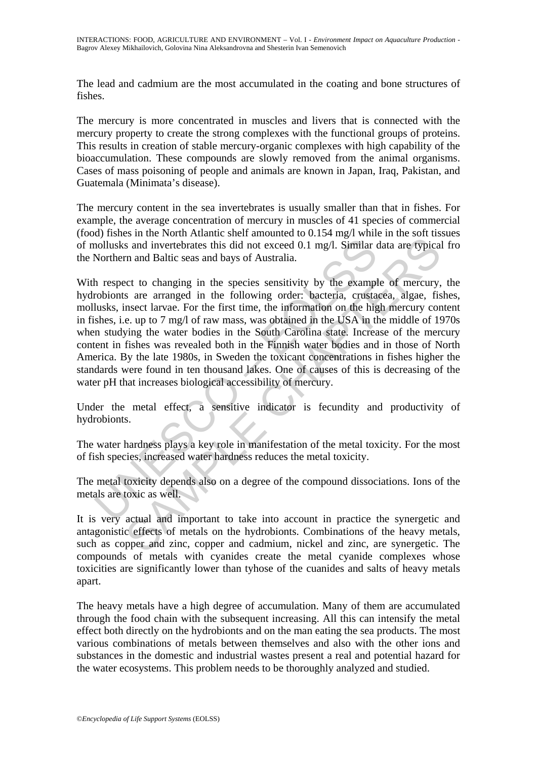The lead and cadmium are the most accumulated in the coating and bone structures of fishes.

The mercury is more concentrated in muscles and livers that is connected with the mercury property to create the strong complexes with the functional groups of proteins. This results in creation of stable mercury-organic complexes with high capability of the bioaccumulation. These compounds are slowly removed from the animal organisms. Cases of mass poisoning of people and animals are known in Japan, Iraq, Pakistan, and Guatemala (Minimata's disease).

The mercury content in the sea invertebrates is usually smaller than that in fishes. For example, the average concentration of mercury in muscles of 41 species of commercial (food) fishes in the North Atlantic shelf amounted to 0.154 mg/l while in the soft tissues of mollusks and invertebrates this did not exceed 0.1 mg/l. Similar data are typical fro the Northern and Baltic seas and bays of Australia.

With respect to changing in the species sensitivity by the example of mercury, the hydrobionts are arranged in the following order: bacteria, crustacea, algae, fishes, mollusks, insect larvae. For the first time, the information on the high mercury content in fishes, i.e. up to 7 mg/l of raw mass, was obtained in the USA in the middle of 1970s when studying the water bodies in the South Carolina state. Increase of the mercury content in fishes was revealed both in the Finnish water bodies and in those of North America. By the late 1980s, in Sweden the toxicant concentrations in fishes higher the standards were found in ten thousand lakes. One of causes of this is decreasing of the water pH that increases biological accessibility of mercury.

Under the metal effect, a sensitive indicator is fecundity and productivity of hydrobionts.

The water hardness plays a key role in manifestation of the metal toxicity. For the most of fish species, increased water hardness reduces the metal toxicity.

The metal toxicity depends also on a degree of the compound dissociations. Ions of the metals are toxic as well.

It is very actual and important to take into account in practice the synergetic and antagonistic effects of metals on the hydrobionts. Combinations of the heavy metals, such as copper and zinc, copper and cadmium, nickel and zinc, are synergetic. The compounds of metals with cyanides create the metal cyanide complexes whose toxicities are significantly lower than tyhose of the cuanides and salts of heavy metals apart.

The heavy metals have a high degree of accumulation. Many of them are accumulated through the food chain with the subsequent increasing. All this can intensify the metal effect both directly on the hydrobionts and on the man eating the sea products. The most various combinations of metals between themselves and also with the other ions and substances in the domestic and industrial wastes present a real and potential hazard for the water ecosystems. This problem needs to be thoroughly analyzed and studied.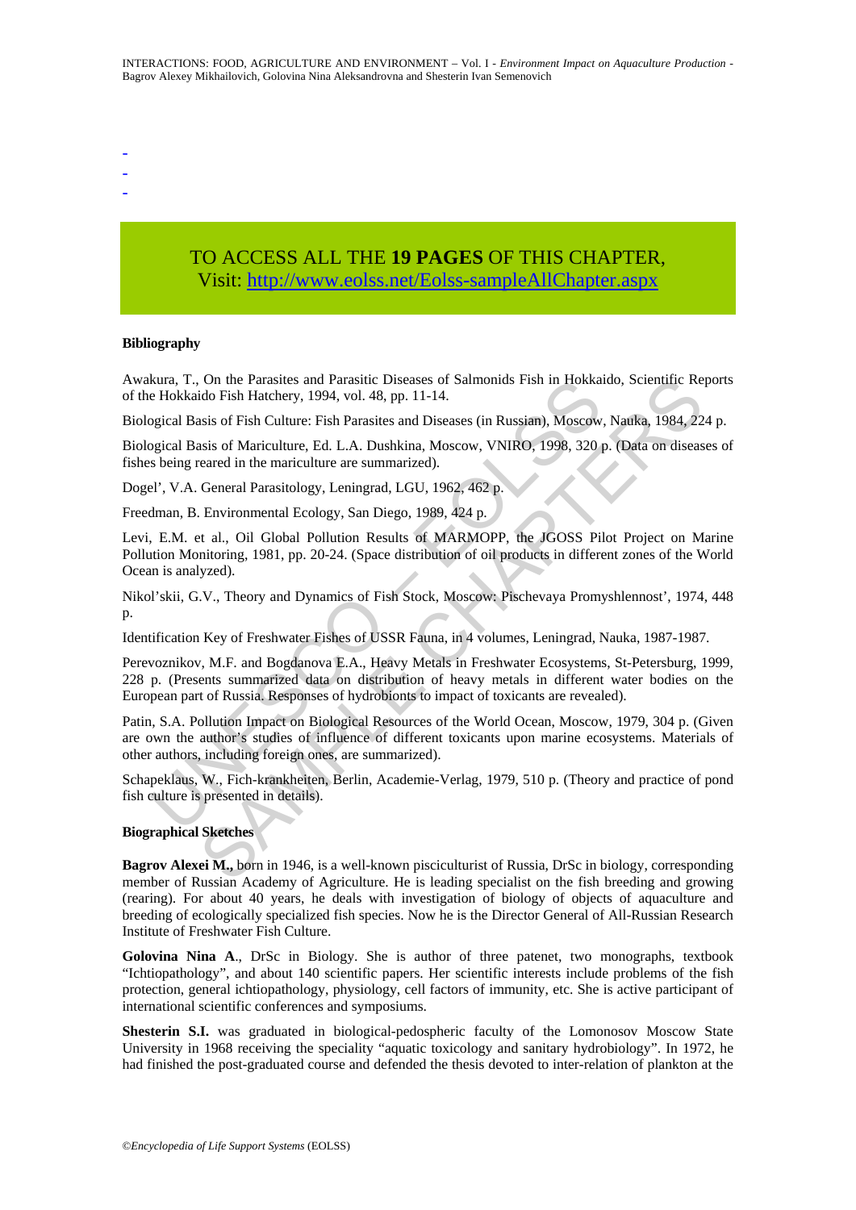-
-
-

TO ACCESS ALL THE **19 PAGES** OF THIS CHAPTER,
Visit: http://www.eolss.net/Eolss-sampleAllChapter.aspx

**Bibliography**

Awakura, T., On the Parasites and Parasitic Diseases of Salmonids Fish in Hokkaido, Scientific Reports of the Hokkaido Fish Hatchery, 1994, vol. 48, pp. 11-14.

Biological Basis of Fish Culture: Fish Parasites and Diseases (in Russian), Moscow, Nauka, 1984, 224 p.

Biological Basis of Mariculture, Ed. L.A. Dushkina, Moscow, VNIRO, 1998, 320 p. (Data on diseases of fishes being reared in the mariculture are summarized).

Dogel', V.A. General Parasitology, Leningrad, LGU, 1962, 462 p.

Freedman, B. Environmental Ecology, San Diego, 1989, 424 p.

Levi, E.M. et al., Oil Global Pollution Results of MARMOPP, the JGOSS Pilot Project on Marine Pollution Monitoring, 1981, pp. 20-24. (Space distribution of oil products in different zones of the World Ocean is analyzed).

Nikol'skii, G.V., Theory and Dynamics of Fish Stock, Moscow: Pischevaya Promyshlennost', 1974, 448 p.

Identification Key of Freshwater Fishes of USSR Fauna, in 4 volumes, Leningrad, Nauka, 1987-1987.

Perevoznikov, M.F. and Bogdanova E.A., Heavy Metals in Freshwater Ecosystems, St-Petersburg, 1999, 228 p. (Presents summarized data on distribution of heavy metals in different water bodies on the European part of Russia. Responses of hydrobionts to impact of toxicants are revealed).

Patin, S.A. Pollution Impact on Biological Resources of the World Ocean, Moscow, 1979, 304 p. (Given are own the author's studies of influence of different toxicants upon marine ecosystems. Materials of other authors, including foreign ones, are summarized).

Schapeklaus, W., Fich-krankheiten, Berlin, Academie-Verlag, 1979, 510 p. (Theory and practice of pond fish culture is presented in details).

**Biographical Sketches**

**Bagrov Alexei M.,** born in 1946, is a well-known pisciculturist of Russia, DrSc in biology, corresponding member of Russian Academy of Agriculture. He is leading specialist on the fish breeding and growing (rearing). For about 40 years, he deals with investigation of biology of objects of aquaculture and breeding of ecologically specialized fish species. Now he is the Director General of All-Russian Research Institute of Freshwater Fish Culture.

**Golovina Nina A**., DrSc in Biology. She is author of three patenet, two monographs, textbook "Ichtiopathology", and about 140 scientific papers. Her scientific interests include problems of the fish protection, general ichtiopathology, physiology, cell factors of immunity, etc. She is active participant of international scientific conferences and symposiums.

**Shesterin S.I.** was graduated in biological-pedospheric faculty of the Lomonosov Moscow State University in 1968 receiving the speciality "aquatic toxicology and sanitary hydrobiology". In 1972, he had finished the post-graduated course and defended the thesis devoted to inter-relation of plankton at the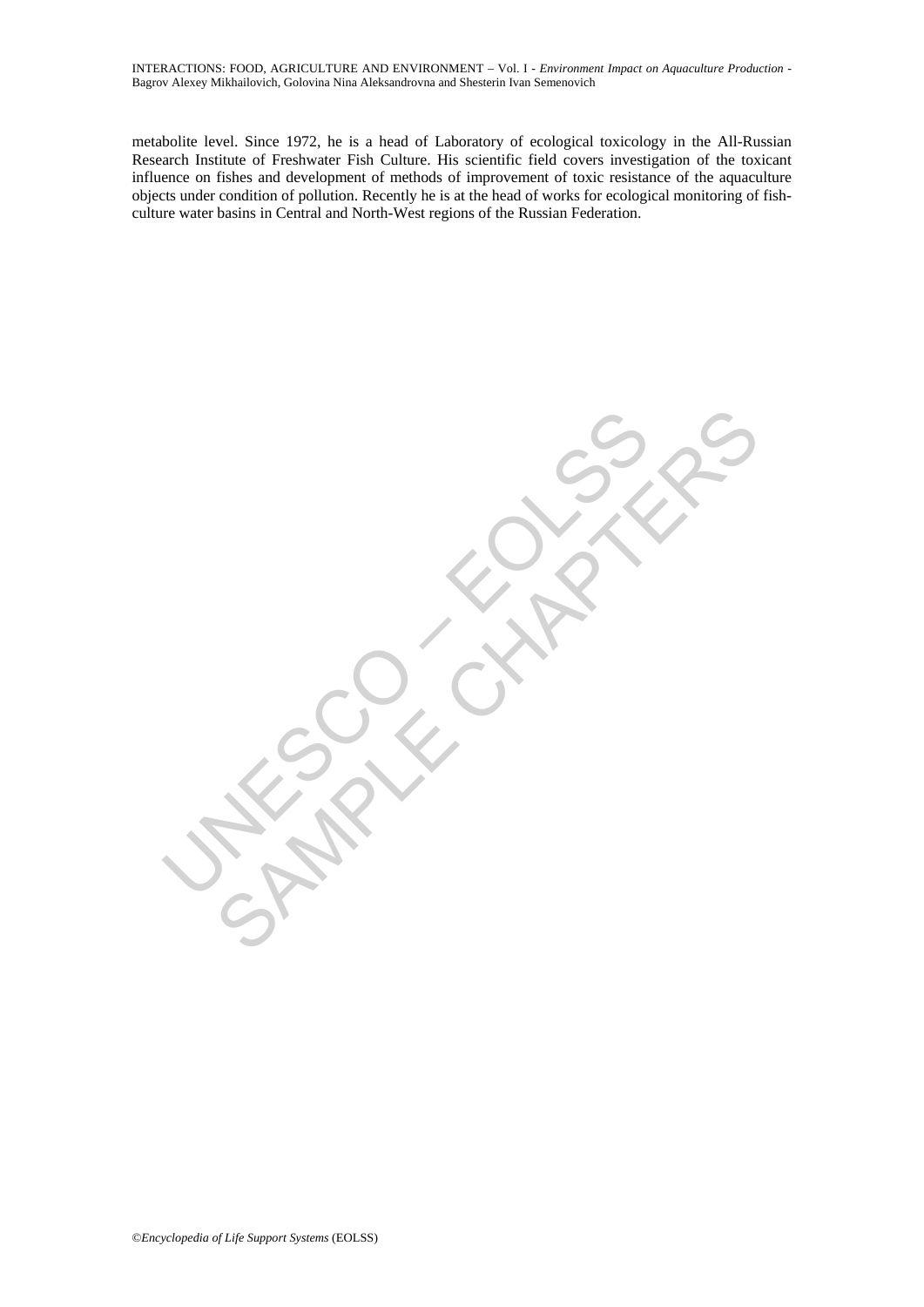metabolite level. Since 1972, he is a head of Laboratory of ecological toxicology in the All-Russian Research Institute of Freshwater Fish Culture. His scientific field covers investigation of the toxicant influence on fishes and development of methods of improvement of toxic resistance of the aquaculture objects under condition of pollution. Recently he is at the head of works for ecological monitoring of fish-culture water basins in Central and North-West regions of the Russian Federation.